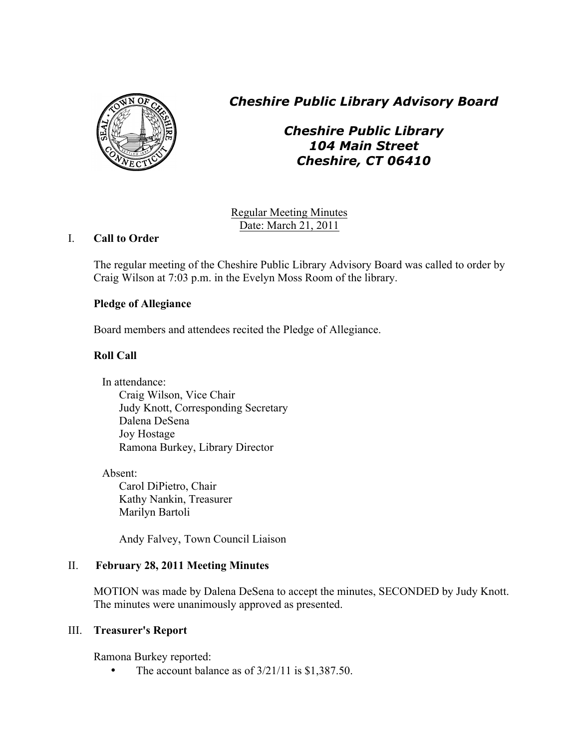# *Cheshire Public Library Advisory Board*

## *Cheshire Public Library*
## *104 Main Street*
## *Cheshire, CT 06410*

Regular Meeting Minutes
Date: March 21, 2011

## I. Call to Order

The regular meeting of the Cheshire Public Library Advisory Board was called to order by Craig Wilson at 7:03 p.m. in the Evelyn Moss Room of the library.

**Pledge of Allegiance**

Board members and attendees recited the Pledge of Allegiance.

**Roll Call**

In attendance:
- Craig Wilson, Vice Chair
- Judy Knott, Corresponding Secretary
- Dalena DeSena
- Joy Hostage
- Ramona Burkey, Library Director

Absent:
- Carol DiPietro, Chair
- Kathy Nankin, Treasurer
- Marilyn Bartoli

- Andy Falvey, Town Council Liaison

## II. February 28, 2011 Meeting Minutes

MOTION was made by Dalena DeSena to accept the minutes, SECONDED by Judy Knott. The minutes were unanimously approved as presented.

## III. Treasurer's Report

Ramona Burkey reported:

- The account balance as of 3/21/11 is $1,387.50.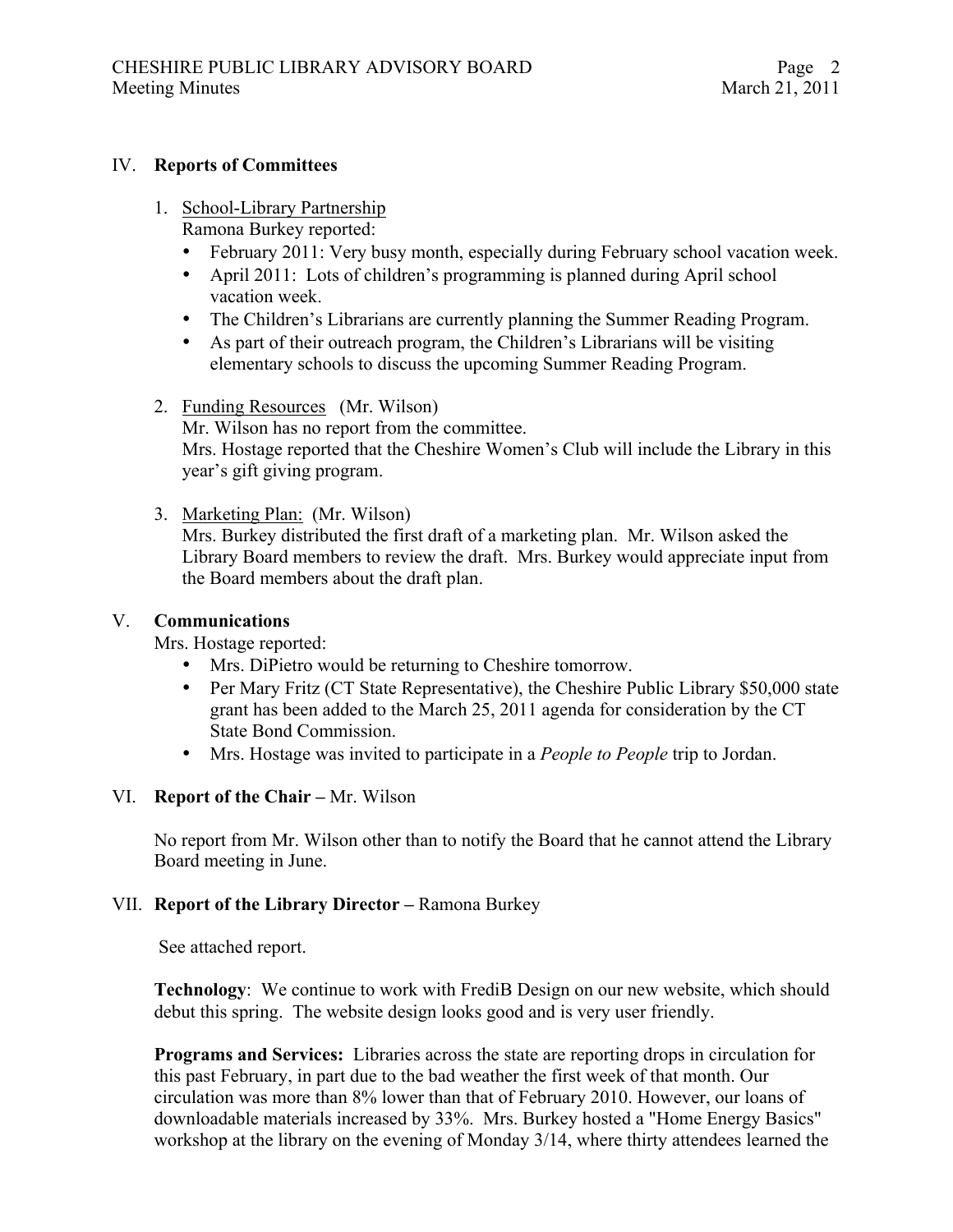## IV. **Reports of Committees**

1. School-Library Partnership
   Ramona Burkey reported:
   - February 2011: Very busy month, especially during February school vacation week.
   - April 2011: Lots of children's programming is planned during April school vacation week.
   - The Children's Librarians are currently planning the Summer Reading Program.
   - As part of their outreach program, the Children's Librarians will be visiting elementary schools to discuss the upcoming Summer Reading Program.

2. Funding Resources (Mr. Wilson)
   Mr. Wilson has no report from the committee.
   Mrs. Hostage reported that the Cheshire Women's Club will include the Library in this year's gift giving program.

3. Marketing Plan: (Mr. Wilson)
   Mrs. Burkey distributed the first draft of a marketing plan. Mr. Wilson asked the Library Board members to review the draft. Mrs. Burkey would appreciate input from the Board members about the draft plan.

## V. **Communications**

Mrs. Hostage reported:

- Mrs. DiPietro would be returning to Cheshire tomorrow.
- Per Mary Fritz (CT State Representative), the Cheshire Public Library $50,000 state grant has been added to the March 25, 2011 agenda for consideration by the CT State Bond Commission.
- Mrs. Hostage was invited to participate in a *People to People* trip to Jordan.

## VI. **Report of the Chair –** Mr. Wilson

No report from Mr. Wilson other than to notify the Board that he cannot attend the Library Board meeting in June.

## VII. **Report of the Library Director –** Ramona Burkey

See attached report.

**Technology**: We continue to work with FrediB Design on our new website, which should debut this spring. The website design looks good and is very user friendly.

**Programs and Services:** Libraries across the state are reporting drops in circulation for this past February, in part due to the bad weather the first week of that month. Our circulation was more than 8% lower than that of February 2010. However, our loans of downloadable materials increased by 33%. Mrs. Burkey hosted a "Home Energy Basics" workshop at the library on the evening of Monday 3/14, where thirty attendees learned the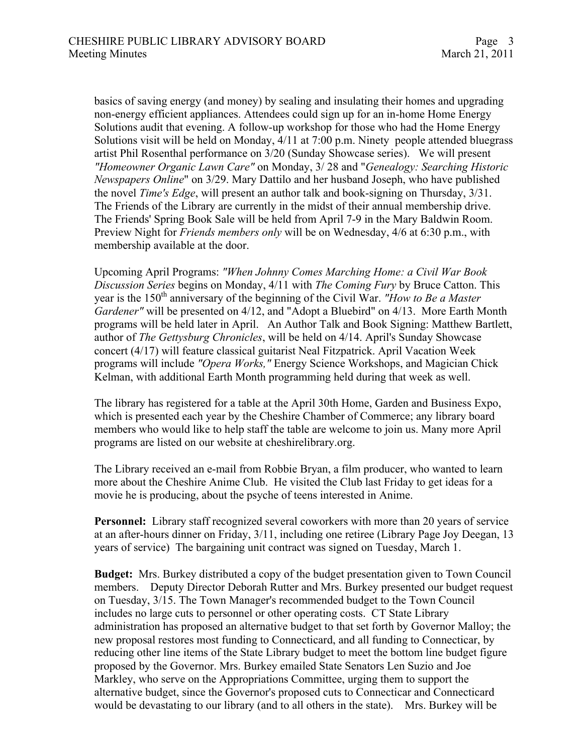basics of saving energy (and money) by sealing and insulating their homes and upgrading non-energy efficient appliances. Attendees could sign up for an in-home Home Energy Solutions audit that evening. A follow-up workshop for those who had the Home Energy Solutions visit will be held on Monday, 4/11 at 7:00 p.m. Ninety people attended bluegrass artist Phil Rosenthal performance on 3/20 (Sunday Showcase series). We will present *"Homeowner Organic Lawn Care"* on Monday, 3/ 28 and "*Genealogy: Searching Historic Newspapers Online*" on 3/29. Mary Dattilo and her husband Joseph, who have published the novel *Time's Edge*, will present an author talk and book-signing on Thursday, 3/31. The Friends of the Library are currently in the midst of their annual membership drive. The Friends' Spring Book Sale will be held from April 7-9 in the Mary Baldwin Room. Preview Night for *Friends members only* will be on Wednesday, 4/6 at 6:30 p.m., with membership available at the door.

Upcoming April Programs: *"When Johnny Comes Marching Home: a Civil War Book Discussion Series* begins on Monday, 4/11 with *The Coming Fury* by Bruce Catton. This year is the 150th anniversary of the beginning of the Civil War. *"How to Be a Master Gardener"* will be presented on 4/12, and "Adopt a Bluebird" on 4/13. More Earth Month programs will be held later in April. An Author Talk and Book Signing: Matthew Bartlett, author of *The Gettysburg Chronicles*, will be held on 4/14. April's Sunday Showcase concert (4/17) will feature classical guitarist Neal Fitzpatrick. April Vacation Week programs will include *"Opera Works,"* Energy Science Workshops, and Magician Chick Kelman, with additional Earth Month programming held during that week as well.

The library has registered for a table at the April 30th Home, Garden and Business Expo, which is presented each year by the Cheshire Chamber of Commerce; any library board members who would like to help staff the table are welcome to join us. Many more April programs are listed on our website at cheshirelibrary.org.

The Library received an e-mail from Robbie Bryan, a film producer, who wanted to learn more about the Cheshire Anime Club. He visited the Club last Friday to get ideas for a movie he is producing, about the psyche of teens interested in Anime.

**Personnel:** Library staff recognized several coworkers with more than 20 years of service at an after-hours dinner on Friday, 3/11, including one retiree (Library Page Joy Deegan, 13 years of service) The bargaining unit contract was signed on Tuesday, March 1.

**Budget:** Mrs. Burkey distributed a copy of the budget presentation given to Town Council members. Deputy Director Deborah Rutter and Mrs. Burkey presented our budget request on Tuesday, 3/15. The Town Manager's recommended budget to the Town Council includes no large cuts to personnel or other operating costs. CT State Library administration has proposed an alternative budget to that set forth by Governor Malloy; the new proposal restores most funding to Connecticard, and all funding to Connecticar, by reducing other line items of the State Library budget to meet the bottom line budget figure proposed by the Governor. Mrs. Burkey emailed State Senators Len Suzio and Joe Markley, who serve on the Appropriations Committee, urging them to support the alternative budget, since the Governor's proposed cuts to Connecticar and Connecticard would be devastating to our library (and to all others in the state). Mrs. Burkey will be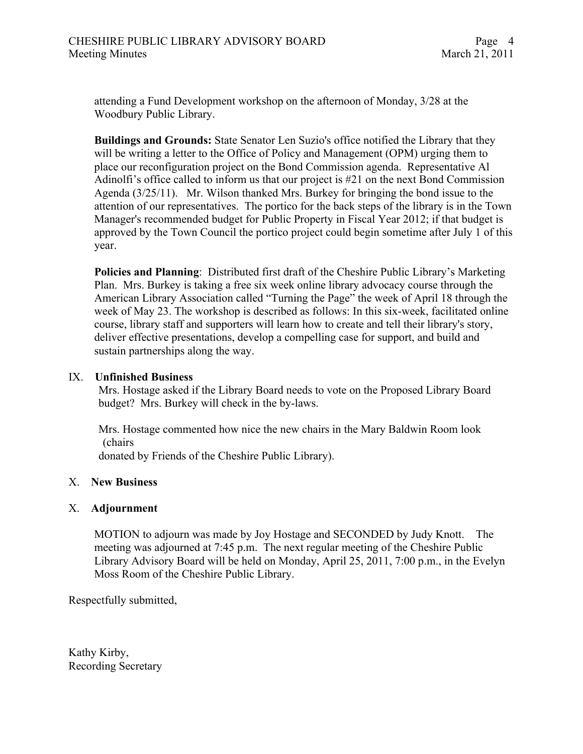attending a Fund Development workshop on the afternoon of Monday, 3/28 at the Woodbury Public Library.

**Buildings and Grounds:** State Senator Len Suzio's office notified the Library that they will be writing a letter to the Office of Policy and Management (OPM) urging them to place our reconfiguration project on the Bond Commission agenda. Representative Al Adinolfi's office called to inform us that our project is #21 on the next Bond Commission Agenda (3/25/11). Mr. Wilson thanked Mrs. Burkey for bringing the bond issue to the attention of our representatives. The portico for the back steps of the library is in the Town Manager's recommended budget for Public Property in Fiscal Year 2012; if that budget is approved by the Town Council the portico project could begin sometime after July 1 of this year.

**Policies and Planning**: Distributed first draft of the Cheshire Public Library's Marketing Plan. Mrs. Burkey is taking a free six week online library advocacy course through the American Library Association called "Turning the Page" the week of April 18 through the week of May 23. The workshop is described as follows: In this six-week, facilitated online course, library staff and supporters will learn how to create and tell their library's story, deliver effective presentations, develop a compelling case for support, and build and sustain partnerships along the way.

## IX. Unfinished Business

Mrs. Hostage asked if the Library Board needs to vote on the Proposed Library Board budget? Mrs. Burkey will check in the by-laws.

Mrs. Hostage commented how nice the new chairs in the Mary Baldwin Room look (chairs donated by Friends of the Cheshire Public Library).

## X. New Business

## X. Adjournment

MOTION to adjourn was made by Joy Hostage and SECONDED by Judy Knott. The meeting was adjourned at 7:45 p.m. The next regular meeting of the Cheshire Public Library Advisory Board will be held on Monday, April 25, 2011, 7:00 p.m., in the Evelyn Moss Room of the Cheshire Public Library.

Respectfully submitted,

Kathy Kirby,
Recording Secretary